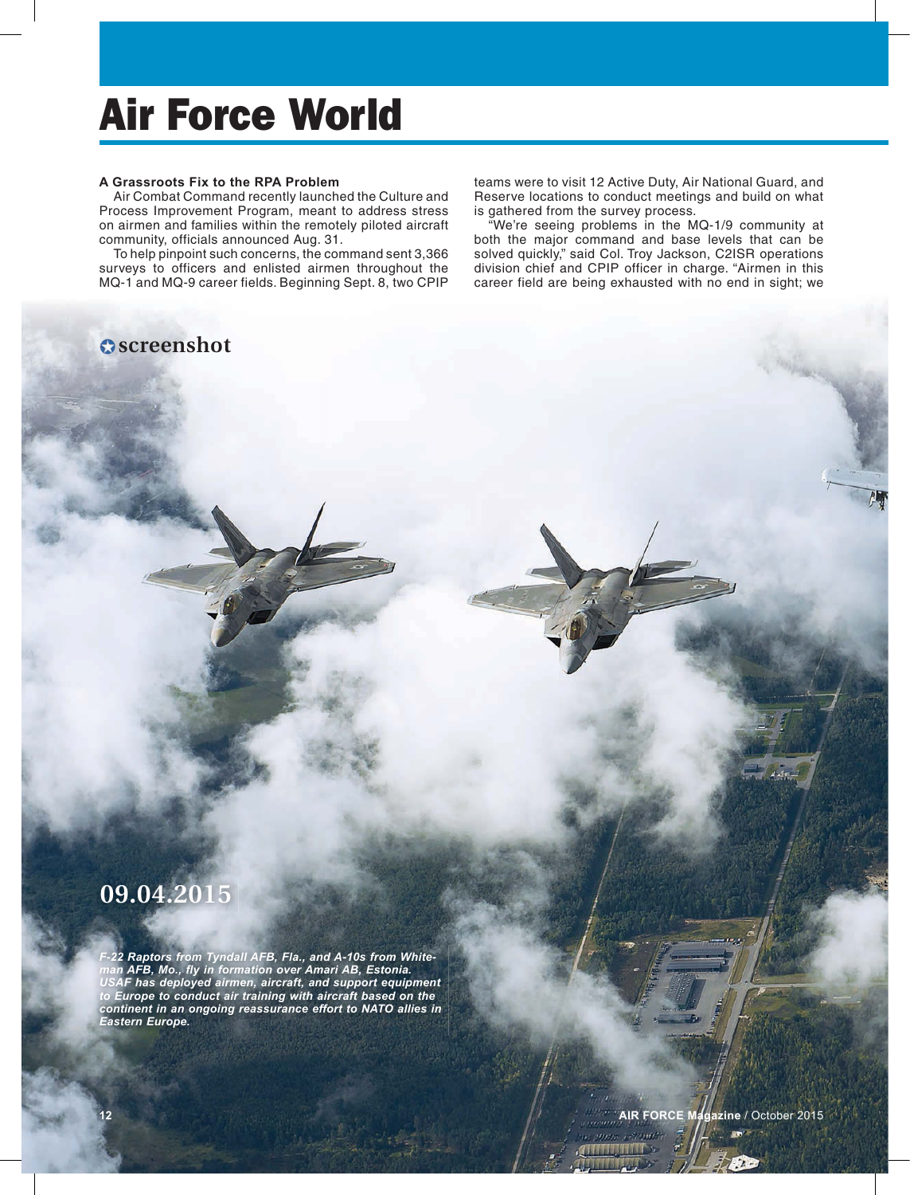# Air Force World

### A Grassroots Fix to the RPA Problem

Air Combat Command recently launched the Culture and Process Improvement Program, meant to address stress on airmen and families within the remotely piloted aircraft community, officials announced Aug. 31.

To help pinpoint such concerns, the command sent 3,366 surveys to officers and enlisted airmen throughout the MQ-1 and MQ-9 career fields. Beginning Sept. 8, two CPIP teams were to visit 12 Active Duty, Air National Guard, and Reserve locations to conduct meetings and build on what is gathered from the survey process.

"We're seeing problems in the MQ-1/9 community at both the major command and base levels that can be solved quickly," said Col. Troy Jackson, C2ISR operations division chief and CPIP officer in charge. "Airmen in this career field are being exhausted with no end in sight; we

**screenshot**

**09.04.2015**

***F-22 Raptors from Tyndall AFB, Fla., and A-10s from Whiteman AFB, Mo., fly in formation over Amari AB, Estonia. USAF has deployed airmen, aircraft, and support equipment to Europe to conduct air training with aircraft based on the continent in an ongoing reassurance effort to NATO allies in Eastern Europe.***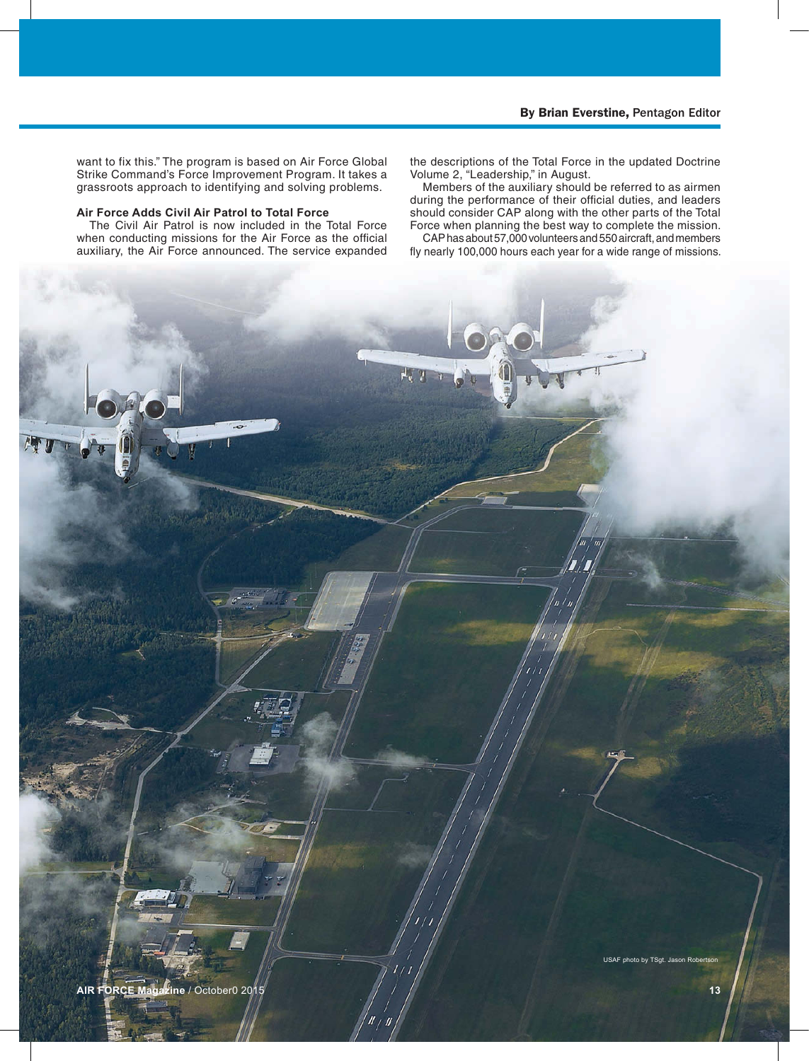By Brian Everstine, Pentagon Editor

want to fix this." The program is based on Air Force Global Strike Command's Force Improvement Program. It takes a grassroots approach to identifying and solving problems.

**Air Force Adds Civil Air Patrol to Total Force**

The Civil Air Patrol is now included in the Total Force when conducting missions for the Air Force as the official auxiliary, the Air Force announced. The service expanded the descriptions of the Total Force in the updated Doctrine Volume 2, "Leadership," in August.

Members of the auxiliary should be referred to as airmen during the performance of their official duties, and leaders should consider CAP along with the other parts of the Total Force when planning the best way to complete the mission.

CAP has about 57,000 volunteers and 550 aircraft, and members fly nearly 100,000 hours each year for a wide range of missions.

USAF photo by TSgt. Jason Robertson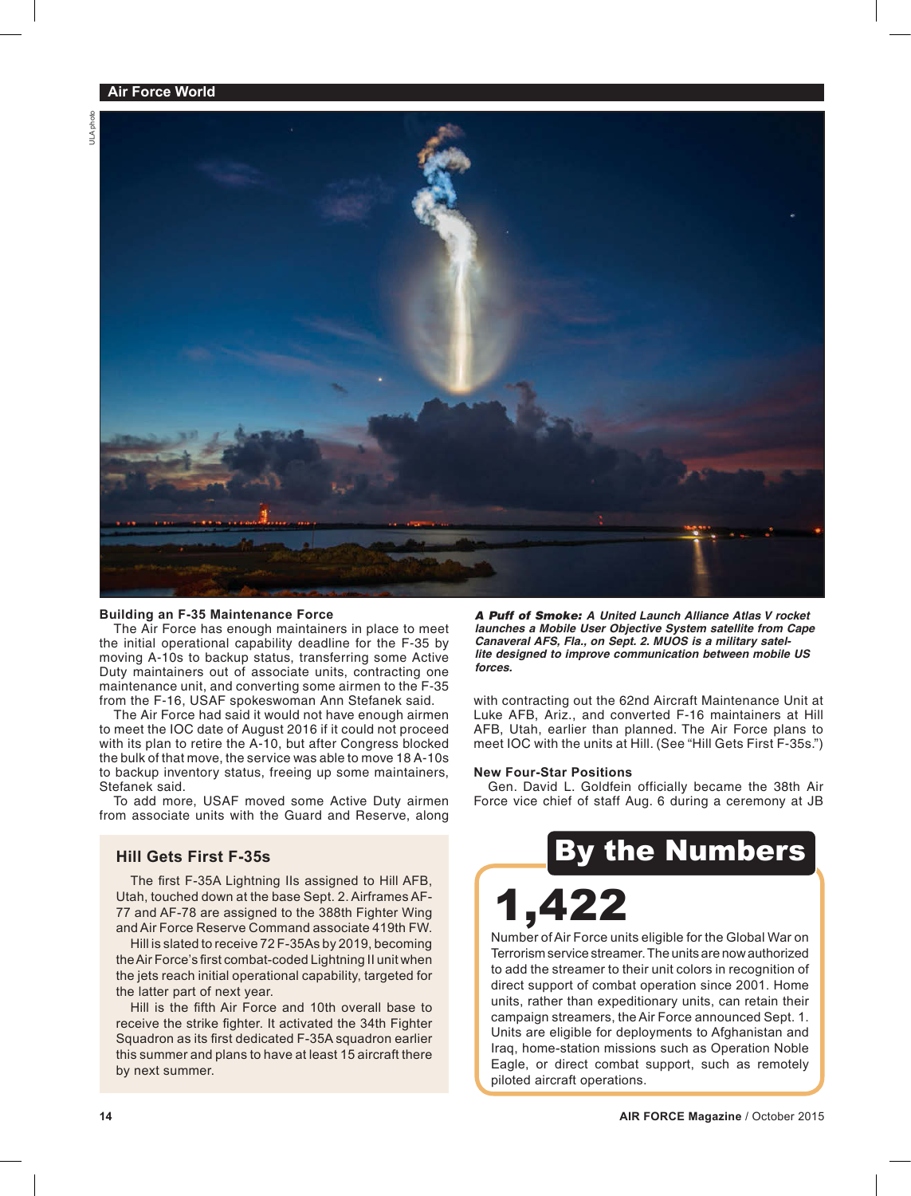ULA photo

*A Puff of Smoke: A United Launch Alliance Atlas V rocket launches a Mobile User Objective System satellite from Cape Canaveral AFS, Fla., on Sept. 2. MUOS is a military satellite designed to improve communication between mobile US forces.*

### Building an F-35 Maintenance Force

The Air Force has enough maintainers in place to meet the initial operational capability deadline for the F-35 by moving A-10s to backup status, transferring some Active Duty maintainers out of associate units, contracting one maintenance unit, and converting some airmen to the F-35 from the F-16, USAF spokeswoman Ann Stefanek said.

The Air Force had said it would not have enough airmen to meet the IOC date of August 2016 if it could not proceed with its plan to retire the A-10, but after Congress blocked the bulk of that move, the service was able to move 18 A-10s to backup inventory status, freeing up some maintainers, Stefanek said.

To add more, USAF moved some Active Duty airmen from associate units with the Guard and Reserve, along with contracting out the 62nd Aircraft Maintenance Unit at Luke AFB, Ariz., and converted F-16 maintainers at Hill AFB, Utah, earlier than planned. The Air Force plans to meet IOC with the units at Hill. (See "Hill Gets First F-35s.")

### New Four-Star Positions

Gen. David L. Goldfein officially became the 38th Air Force vice chief of staff Aug. 6 during a ceremony at JB

### Hill Gets First F-35s

The first F-35A Lightning IIs assigned to Hill AFB, Utah, touched down at the base Sept. 2. Airframes AF-77 and AF-78 are assigned to the 388th Fighter Wing and Air Force Reserve Command associate 419th FW.

Hill is slated to receive 72 F-35As by 2019, becoming the Air Force's first combat-coded Lightning II unit when the jets reach initial operational capability, targeted for the latter part of next year.

Hill is the fifth Air Force and 10th overall base to receive the strike fighter. It activated the 34th Fighter Squadron as its first dedicated F-35A squadron earlier this summer and plans to have at least 15 aircraft there by next summer.

### By the Numbers

**1,422**

Number of Air Force units eligible for the Global War on Terrorism service streamer. The units are now authorized to add the streamer to their unit colors in recognition of direct support of combat operation since 2001. Home units, rather than expeditionary units, can retain their campaign streamers, the Air Force announced Sept. 1. Units are eligible for deployments to Afghanistan and Iraq, home-station missions such as Operation Noble Eagle, or direct combat support, such as remotely piloted aircraft operations.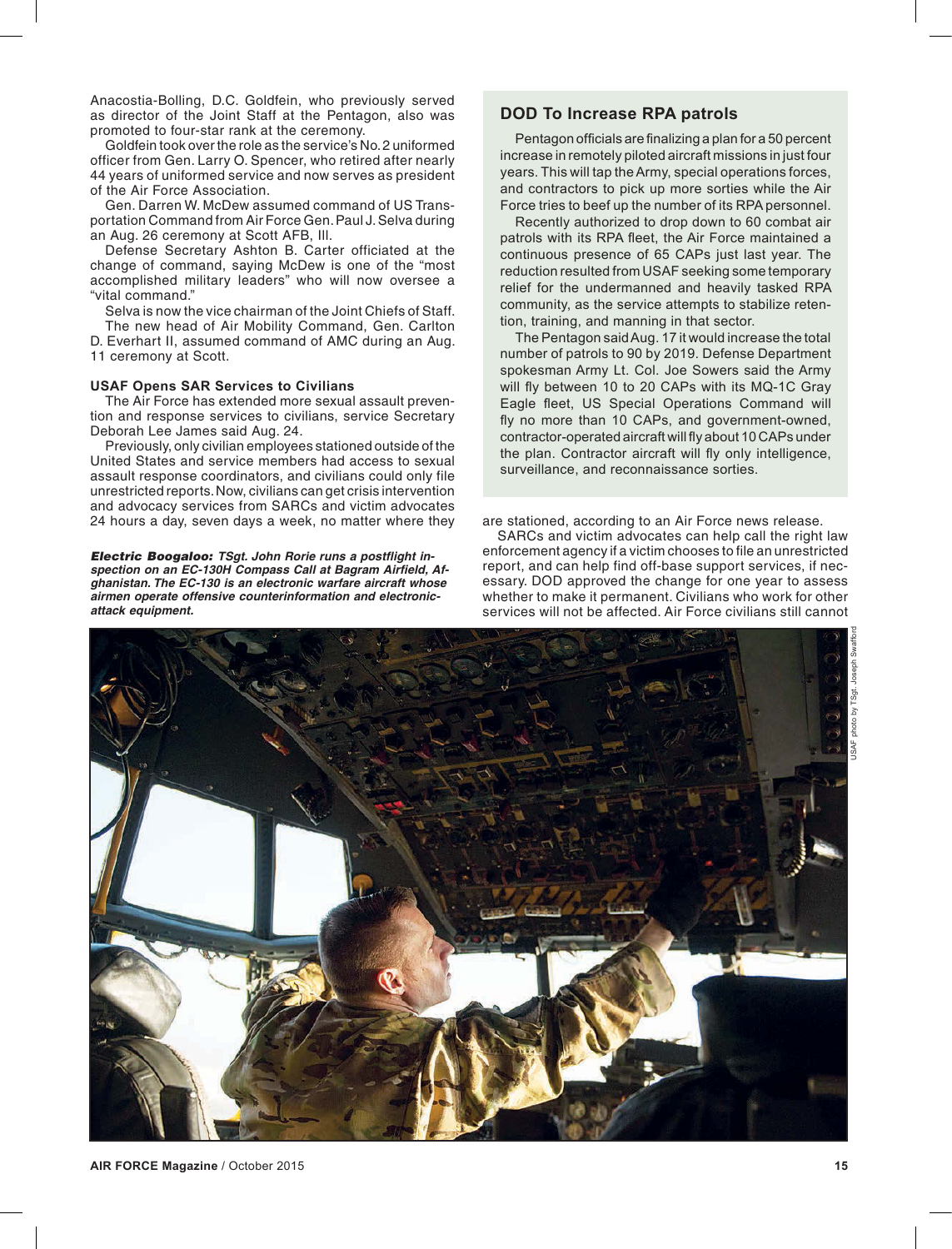Anacostia-Bolling, D.C. Goldfein, who previously served as director of the Joint Staff at the Pentagon, also was promoted to four-star rank at the ceremony.

Goldfein took over the role as the service's No. 2 uniformed officer from Gen. Larry O. Spencer, who retired after nearly 44 years of uniformed service and now serves as president of the Air Force Association.

Gen. Darren W. McDew assumed command of US Transportation Command from Air Force Gen. Paul J. Selva during an Aug. 26 ceremony at Scott AFB, Ill.

Defense Secretary Ashton B. Carter officiated at the change of command, saying McDew is one of the "most accomplished military leaders" who will now oversee a "vital command."

Selva is now the vice chairman of the Joint Chiefs of Staff.

The new head of Air Mobility Command, Gen. Carlton D. Everhart II, assumed command of AMC during an Aug. 11 ceremony at Scott.

### USAF Opens SAR Services to Civilians

The Air Force has extended more sexual assault prevention and response services to civilians, service Secretary Deborah Lee James said Aug. 24.

Previously, only civilian employees stationed outside of the United States and service members had access to sexual assault response coordinators, and civilians could only file unrestricted reports. Now, civilians can get crisis intervention and advocacy services from SARCs and victim advocates 24 hours a day, seven days a week, no matter where they are stationed, according to an Air Force news release.

SARCs and victim advocates can help call the right law enforcement agency if a victim chooses to file an unrestricted report, and can help find off-base support services, if necessary. DOD approved the change for one year to assess whether to make it permanent. Civilians who work for other services will not be affected. Air Force civilians still cannot

## DOD To Increase RPA patrols

Pentagon officials are finalizing a plan for a 50 percent increase in remotely piloted aircraft missions in just four years. This will tap the Army, special operations forces, and contractors to pick up more sorties while the Air Force tries to beef up the number of its RPA personnel.

Recently authorized to drop down to 60 combat air patrols with its RPA fleet, the Air Force maintained a continuous presence of 65 CAPs just last year. The reduction resulted from USAF seeking some temporary relief for the undermanned and heavily tasked RPA community, as the service attempts to stabilize retention, training, and manning in that sector.

The Pentagon said Aug. 17 it would increase the total number of patrols to 90 by 2019. Defense Department spokesman Army Lt. Col. Joe Sowers said the Army will fly between 10 to 20 CAPs with its MQ-1C Gray Eagle fleet, US Special Operations Command will fly no more than 10 CAPs, and government-owned, contractor-operated aircraft will fly about 10 CAPs under the plan. Contractor aircraft will fly only intelligence, surveillance, and reconnaissance sorties.

***Electric Boogaloo:*** ***TSgt. John Rorie runs a postflight inspection on an EC-130H Compass Call at Bagram Airfield, Afghanistan. The EC-130 is an electronic warfare aircraft whose airmen operate offensive counterinformation and electronic-attack equipment.***

USAF photo by TSgt. Joseph Swafford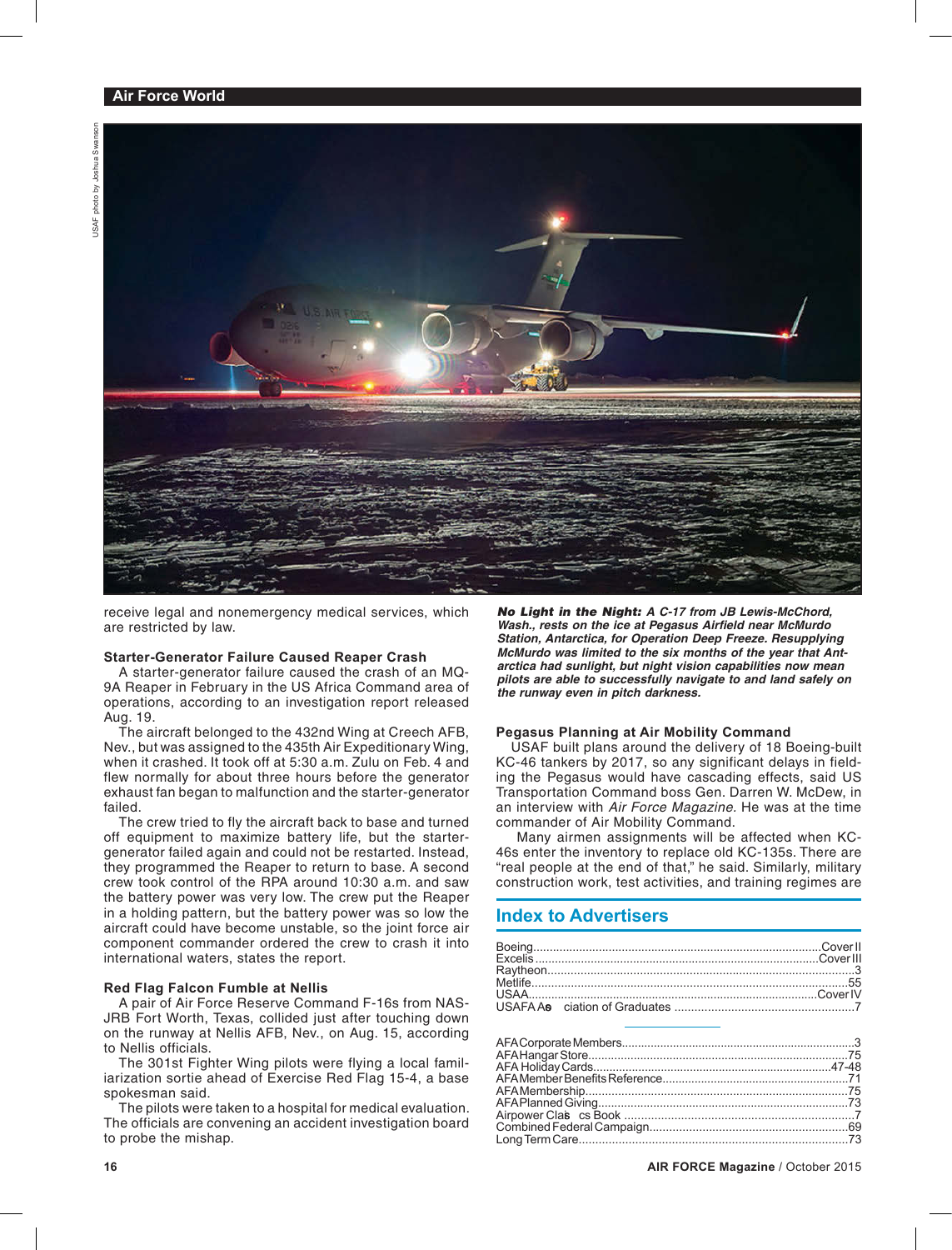receive legal and nonemergency medical services, which are restricted by law.

### Starter-Generator Failure Caused Reaper Crash

A starter-generator failure caused the crash of an MQ-9A Reaper in February in the US Africa Command area of operations, according to an investigation report released Aug. 19.

The aircraft belonged to the 432nd Wing at Creech AFB, Nev., but was assigned to the 435th Air Expeditionary Wing, when it crashed. It took off at 5:30 a.m. Zulu on Feb. 4 and flew normally for about three hours before the generator exhaust fan began to malfunction and the starter-generator failed.

The crew tried to fly the aircraft back to base and turned off equipment to maximize battery life, but the starter-generator failed again and could not be restarted. Instead, they programmed the Reaper to return to base. A second crew took control of the RPA around 10:30 a.m. and saw the battery power was very low. The crew put the Reaper in a holding pattern, but the battery power was so low the aircraft could have become unstable, so the joint force air component commander ordered the crew to crash it into international waters, states the report.

### Red Flag Falcon Fumble at Nellis

A pair of Air Force Reserve Command F-16s from NAS-JRB Fort Worth, Texas, collided just after touching down on the runway at Nellis AFB, Nev., on Aug. 15, according to Nellis officials.

The 301st Fighter Wing pilots were flying a local familiarization sortie ahead of Exercise Red Flag 15-4, a base spokesman said.

The pilots were taken to a hospital for medical evaluation. The officials are convening an accident investigation board to probe the mishap.

***No Light in the Night:*** ***A C-17 from JB Lewis-McChord, Wash., rests on the ice at Pegasus Airfield near McMurdo Station, Antarctica, for Operation Deep Freeze. Resupplying McMurdo was limited to the six months of the year that Antarctica had sunlight, but night vision capabilities now mean pilots are able to successfully navigate to and land safely on the runway even in pitch darkness.***

USAF photo by Joshua Swanson

### Pegasus Planning at Air Mobility Command

USAF built plans around the delivery of 18 Boeing-built KC-46 tankers by 2017, so any significant delays in fielding the Pegasus would have cascading effects, said US Transportation Command boss Gen. Darren W. McDew, in an interview with *Air Force Magazine.* He was at the time commander of Air Mobility Command.

Many airmen assignments will be affected when KC-46s enter the inventory to replace old KC-135s. There are "real people at the end of that," he said. Similarly, military construction work, test activities, and training regimes are

## Index to Advertisers

| | |
|---|---|
| Boeing | Cover II |
| Excelis | Cover III |
| Raytheon | 3 |
| Metlife | 55 |
| USAA | Cover IV |
| USAFA Association of Graduates | 7 |

| | |
|---|---|
| AFA Corporate Members | 3 |
| AFA Hangar Store | 75 |
| AFA Holiday Cards | 47-48 |
| AFA Member Benefits Reference | 71 |
| AFA Membership | 75 |
| AFA Planned Giving | 73 |
| Airpower Classics Book | 7 |
| Combined Federal Campaign | 69 |
| Long Term Care | 73 |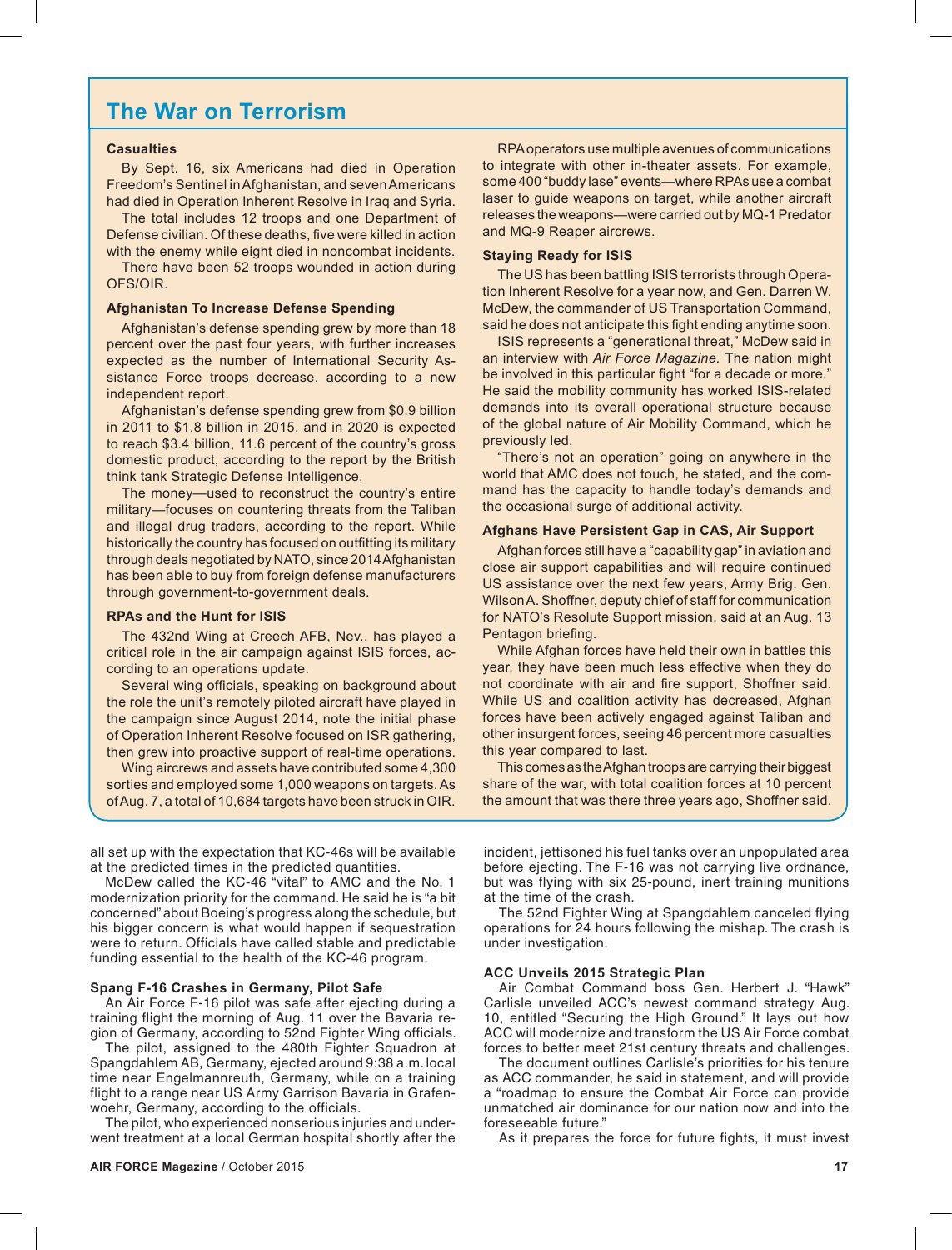## The War on Terrorism

### Casualties

By Sept. 16, six Americans had died in Operation Freedom's Sentinel in Afghanistan, and seven Americans had died in Operation Inherent Resolve in Iraq and Syria.

The total includes 12 troops and one Department of Defense civilian. Of these deaths, five were killed in action with the enemy while eight died in noncombat incidents.

There have been 52 troops wounded in action during OFS/OIR.

### Afghanistan To Increase Defense Spending

Afghanistan's defense spending grew by more than 18 percent over the past four years, with further increases expected as the number of International Security Assistance Force troops decrease, according to a new independent report.

Afghanistan's defense spending grew from $0.9 billion in 2011 to $1.8 billion in 2015, and in 2020 is expected to reach $3.4 billion, 11.6 percent of the country's gross domestic product, according to the report by the British think tank Strategic Defense Intelligence.

The money—used to reconstruct the country's entire military—focuses on countering threats from the Taliban and illegal drug traders, according to the report. While historically the country has focused on outfitting its military through deals negotiated by NATO, since 2014 Afghanistan has been able to buy from foreign defense manufacturers through government-to-government deals.

### RPAs and the Hunt for ISIS

The 432nd Wing at Creech AFB, Nev., has played a critical role in the air campaign against ISIS forces, according to an operations update.

Several wing officials, speaking on background about the role the unit's remotely piloted aircraft have played in the campaign since August 2014, note the initial phase of Operation Inherent Resolve focused on ISR gathering, then grew into proactive support of real-time operations.

Wing aircrews and assets have contributed some 4,300 sorties and employed some 1,000 weapons on targets. As of Aug. 7, a total of 10,684 targets have been struck in OIR.

RPA operators use multiple avenues of communications to integrate with other in-theater assets. For example, some 400 "buddy lase" events—where RPAs use a combat laser to guide weapons on target, while another aircraft releases the weapons—were carried out by MQ-1 Predator and MQ-9 Reaper aircrews.

### Staying Ready for ISIS

The US has been battling ISIS terrorists through Operation Inherent Resolve for a year now, and Gen. Darren W. McDew, the commander of US Transportation Command, said he does not anticipate this fight ending anytime soon.

ISIS represents a "generational threat," McDew said in an interview with *Air Force Magazine*. The nation might be involved in this particular fight "for a decade or more." He said the mobility community has worked ISIS-related demands into its overall operational structure because of the global nature of Air Mobility Command, which he previously led.

"There's not an operation" going on anywhere in the world that AMC does not touch, he stated, and the command has the capacity to handle today's demands and the occasional surge of additional activity.

### Afghans Have Persistent Gap in CAS, Air Support

Afghan forces still have a "capability gap" in aviation and close air support capabilities and will require continued US assistance over the next few years, Army Brig. Gen. Wilson A. Shoffner, deputy chief of staff for communication for NATO's Resolute Support mission, said at an Aug. 13 Pentagon briefing.

While Afghan forces have held their own in battles this year, they have been much less effective when they do not coordinate with air and fire support, Shoffner said. While US and coalition activity has decreased, Afghan forces have been actively engaged against Taliban and other insurgent forces, seeing 46 percent more casualties this year compared to last.

This comes as the Afghan troops are carrying their biggest share of the war, with total coalition forces at 10 percent the amount that was there three years ago, Shoffner said.

---

all set up with the expectation that KC-46s will be available at the predicted times in the predicted quantities.

McDew called the KC-46 "vital" to AMC and the No. 1 modernization priority for the command. He said he is "a bit concerned" about Boeing's progress along the schedule, but his bigger concern is what would happen if sequestration were to return. Officials have called stable and predictable funding essential to the health of the KC-46 program.

### Spang F-16 Crashes in Germany, Pilot Safe

An Air Force F-16 pilot was safe after ejecting during a training flight the morning of Aug. 11 over the Bavaria region of Germany, according to 52nd Fighter Wing officials.

The pilot, assigned to the 480th Fighter Squadron at Spangdahlem AB, Germany, ejected around 9:38 a.m. local time near Engelmannreuth, Germany, while on a training flight to a range near US Army Garrison Bavaria in Grafenwoehr, Germany, according to the officials.

The pilot, who experienced nonserious injuries and underwent treatment at a local German hospital shortly after the incident, jettisoned his fuel tanks over an unpopulated area before ejecting. The F-16 was not carrying live ordnance, but was flying with six 25-pound, inert training munitions at the time of the crash.

The 52nd Fighter Wing at Spangdahlem canceled flying operations for 24 hours following the mishap. The crash is under investigation.

### ACC Unveils 2015 Strategic Plan

Air Combat Command boss Gen. Herbert J. "Hawk" Carlisle unveiled ACC's newest command strategy Aug. 10, entitled "Securing the High Ground." It lays out how ACC will modernize and transform the US Air Force combat forces to better meet 21st century threats and challenges.

The document outlines Carlisle's priorities for his tenure as ACC commander, he said in statement, and will provide a "roadmap to ensure the Combat Air Force can provide unmatched air dominance for our nation now and into the foreseeable future."

As it prepares the force for future fights, it must invest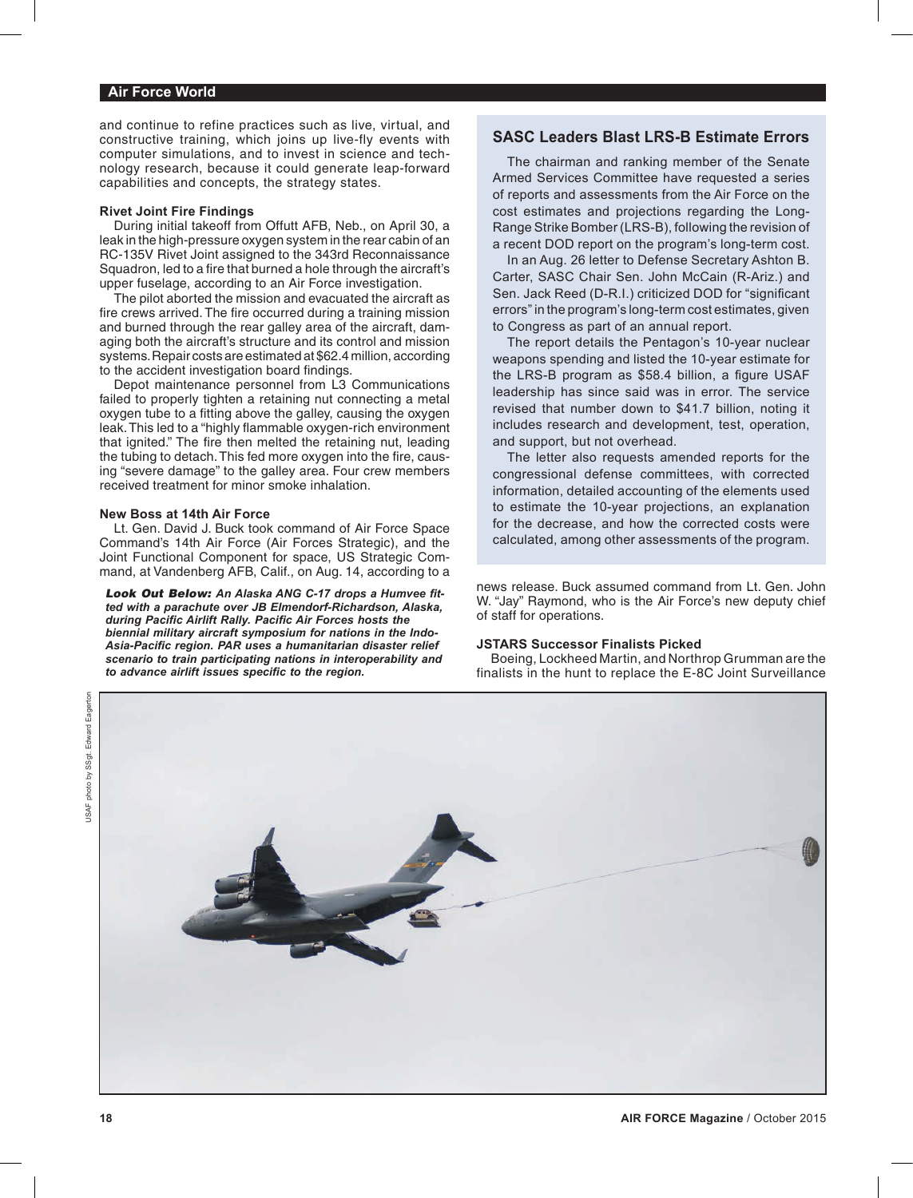and continue to refine practices such as live, virtual, and constructive training, which joins up live-fly events with computer simulations, and to invest in science and technology research, because it could generate leap-forward capabilities and concepts, the strategy states.

### Rivet Joint Fire Findings

During initial takeoff from Offutt AFB, Neb., on April 30, a leak in the high-pressure oxygen system in the rear cabin of an RC-135V Rivet Joint assigned to the 343rd Reconnaissance Squadron, led to a fire that burned a hole through the aircraft's upper fuselage, according to an Air Force investigation.

The pilot aborted the mission and evacuated the aircraft as fire crews arrived. The fire occurred during a training mission and burned through the rear galley area of the aircraft, damaging both the aircraft's structure and its control and mission systems. Repair costs are estimated at $62.4 million, according to the accident investigation board findings.

Depot maintenance personnel from L3 Communications failed to properly tighten a retaining nut connecting a metal oxygen tube to a fitting above the galley, causing the oxygen leak. This led to a "highly flammable oxygen-rich environment that ignited." The fire then melted the retaining nut, leading the tubing to detach. This fed more oxygen into the fire, causing "severe damage" to the galley area. Four crew members received treatment for minor smoke inhalation.

### New Boss at 14th Air Force

Lt. Gen. David J. Buck took command of Air Force Space Command's 14th Air Force (Air Forces Strategic), and the Joint Functional Component for space, US Strategic Command, at Vandenberg AFB, Calif., on Aug. 14, according to a news release. Buck assumed command from Lt. Gen. John W. "Jay" Raymond, who is the Air Force's new deputy chief of staff for operations.

### JSTARS Successor Finalists Picked

Boeing, Lockheed Martin, and Northrop Grumman are the finalists in the hunt to replace the E-8C Joint Surveillance

## SASC Leaders Blast LRS-B Estimate Errors

The chairman and ranking member of the Senate Armed Services Committee have requested a series of reports and assessments from the Air Force on the cost estimates and projections regarding the Long-Range Strike Bomber (LRS-B), following the revision of a recent DOD report on the program's long-term cost.

In an Aug. 26 letter to Defense Secretary Ashton B. Carter, SASC Chair Sen. John McCain (R-Ariz.) and Sen. Jack Reed (D-R.I.) criticized DOD for "significant errors" in the program's long-term cost estimates, given to Congress as part of an annual report.

The report details the Pentagon's 10-year nuclear weapons spending and listed the 10-year estimate for the LRS-B program as $58.4 billion, a figure USAF leadership has since said was in error. The service revised that number down to $41.7 billion, noting it includes research and development, test, operation, and support, but not overhead.

The letter also requests amended reports for the congressional defense committees, with corrected information, detailed accounting of the elements used to estimate the 10-year projections, an explanation for the decrease, and how the corrected costs were calculated, among other assessments of the program.

***Look Out Below:* An Alaska ANG C-17 drops a Humvee fitted with a parachute over JB Elmendorf-Richardson, Alaska, during Pacific Airlift Rally. Pacific Air Forces hosts the biennial military aircraft symposium for nations in the Indo-Asia-Pacific region. PAR uses a humanitarian disaster relief scenario to train participating nations in interoperability and to advance airlift issues specific to the region.**

USAF photo by SSgt. Edward Eagerton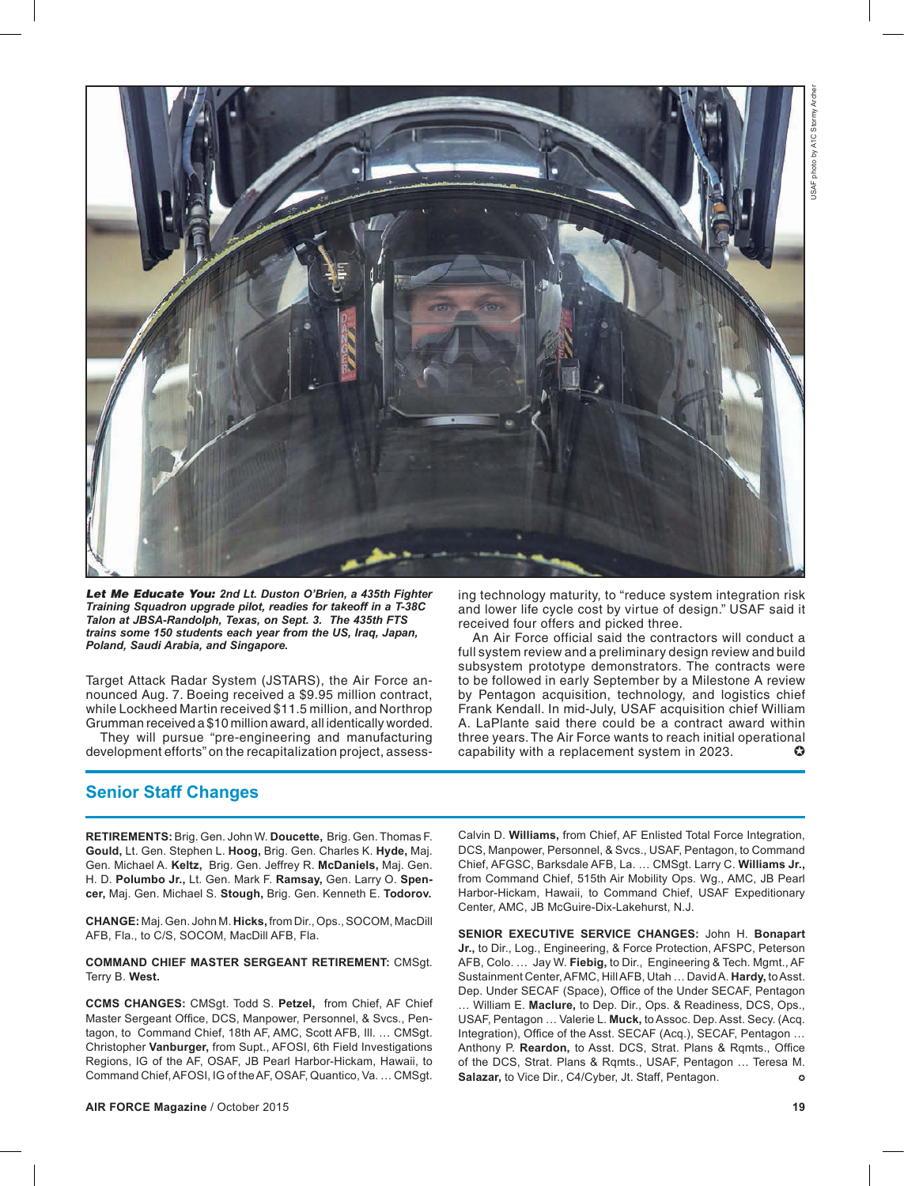***Let Me Educate You:*** ***2nd Lt. Duston O'Brien, a 435th Fighter Training Squadron upgrade pilot, readies for takeoff in a T-38C Talon at JBSA-Randolph, Texas, on Sept. 3. The 435th FTS trains some 150 students each year from the US, Iraq, Japan, Poland, Saudi Arabia, and Singapore.***

USAF photo by A1C Stormy Archer

Target Attack Radar System (JSTARS), the Air Force announced Aug. 7. Boeing received a $9.95 million contract, while Lockheed Martin received $11.5 million, and Northrop Grumman received a $10 million award, all identically worded.

They will pursue "pre-engineering and manufacturing development efforts" on the recapitalization project, assessing technology maturity, to "reduce system integration risk and lower life cycle cost by virtue of design." USAF said it received four offers and picked three.

An Air Force official said the contractors will conduct a full system review and a preliminary design review and build subsystem prototype demonstrators. The contracts were to be followed in early September by a Milestone A review by Pentagon acquisition, technology, and logistics chief Frank Kendall. In mid-July, USAF acquisition chief William A. LaPlante said there could be a contract award within three years. The Air Force wants to reach initial operational capability with a replacement system in 2023. ✪

## Senior Staff Changes

**RETIREMENTS:** Brig. Gen. John W. **Doucette,** Brig. Gen. Thomas F. **Gould,** Lt. Gen. Stephen L. **Hoog,** Brig. Gen. Charles K. **Hyde,** Maj. Gen. Michael A. **Keltz,** Brig. Gen. Jeffrey R. **McDaniels,** Maj. Gen. H. D. **Polumbo Jr.,** Lt. Gen. Mark F. **Ramsay,** Gen. Larry O. **Spencer,** Maj. Gen. Michael S. **Stough,** Brig. Gen. Kenneth E. **Todorov.**

**CHANGE:** Maj. Gen. John M. **Hicks,** from Dir., Ops., SOCOM, MacDill AFB, Fla., to C/S, SOCOM, MacDill AFB, Fla.

**COMMAND CHIEF MASTER SERGEANT RETIREMENT:** CMSgt. Terry B. **West.**

**CCMS CHANGES:** CMSgt. Todd S. **Petzel,** from Chief, AF Chief Master Sergeant Office, DCS, Manpower, Personnel, & Svcs., Pentagon, to Command Chief, 18th AF, AMC, Scott AFB, Ill. ... CMSgt. Christopher **Vanburger,** from Supt., AFOSI, 6th Field Investigations Regions, IG of the AF, OSAF, JB Pearl Harbor-Hickam, Hawaii, to Command Chief, AFOSI, IG of the AF, OSAF, Quantico, Va. ... CMSgt. Calvin D. **Williams,** from Chief, AF Enlisted Total Force Integration, DCS, Manpower, Personnel, & Svcs., USAF, Pentagon, to Command Chief, AFGSC, Barksdale AFB, La. ... CMSgt. Larry C. **Williams Jr.,** from Command Chief, 515th Air Mobility Ops. Wg., AMC, JB Pearl Harbor-Hickam, Hawaii, to Command Chief, USAF Expeditionary Center, AMC, JB McGuire-Dix-Lakehurst, N.J.

**SENIOR EXECUTIVE SERVICE CHANGES:** John H. **Bonapart Jr.,** to Dir., Log., Engineering, & Force Protection, AFSPC, Peterson AFB, Colo. ... Jay W. **Fiebig,** to Dir., Engineering & Tech. Mgmt., AF Sustainment Center, AFMC, Hill AFB, Utah ... David A. **Hardy,** to Asst. Dep. Under SECAF (Space), Office of the Under SECAF, Pentagon ... William E. **Maclure,** to Dep. Dir., Ops. & Readiness, DCS, Ops., USAF, Pentagon ... Valerie L. **Muck,** to Assoc. Dep. Asst. Secy. (Acq. Integration), Office of the Asst. SECAF (Acq.), SECAF, Pentagon ... Anthony P. **Reardon,** to Asst. DCS, Strat. Plans & Rqmts., Office of the DCS, Strat. Plans & Rqmts., USAF, Pentagon ... Teresa M. **Salazar,** to Vice Dir., C4/Cyber, Jt. Staff, Pentagon. ✪